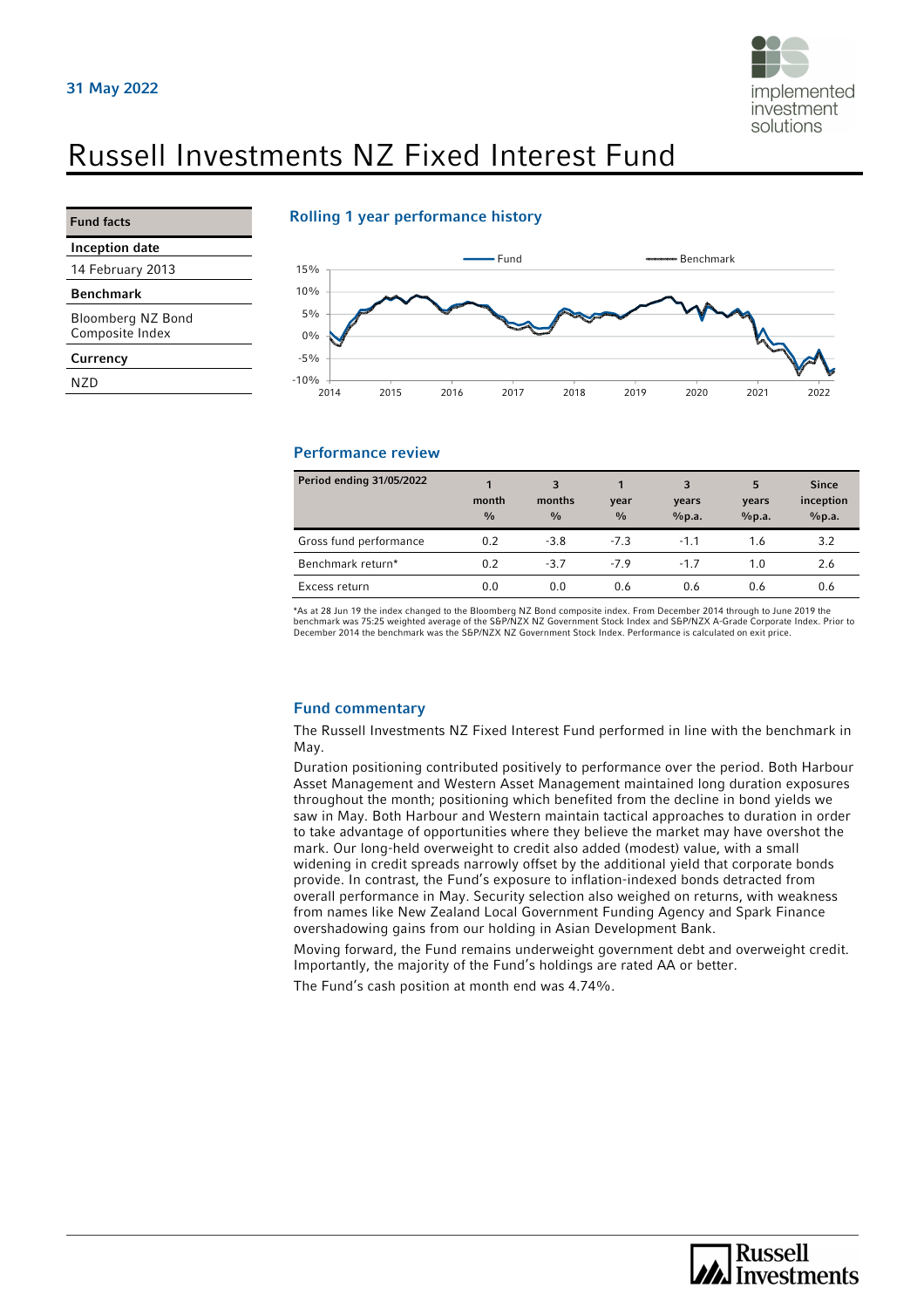31 May 2022

# Russell Investments NZ Fixed Interest Fund

| Fund facts |
|---|
| **Inception date** |
| 14 February 2013 |
| **Benchmark** |
| Bloomberg NZ Bond Composite Index |
| **Currency** |
| NZD |

## Rolling 1 year performance history

## Performance review

| Period ending 31/05/2022 | 1 month % | 3 months % | 1 year % | 3 years %p.a. | 5 years %p.a. | Since inception %p.a. |
|---|---|---|---|---|---|---|
| Gross fund performance | 0.2 | -3.8 | -7.3 | -1.1 | 1.6 | 3.2 |
| Benchmark return* | 0.2 | -3.7 | -7.9 | -1.7 | 1.0 | 2.6 |
| Excess return | 0.0 | 0.0 | 0.6 | 0.6 | 0.6 | 0.6 |

*As at 28 Jun 19 the index changed to the Bloomberg NZ Bond composite index. From December 2014 through to June 2019 the benchmark was 75:25 weighted average of the S&P/NZX NZ Government Stock Index and S&P/NZX A-Grade Corporate Index. Prior to December 2014 the benchmark was the S&P/NZX NZ Government Stock Index. Performance is calculated on exit price.

## Fund commentary

The Russell Investments NZ Fixed Interest Fund performed in line with the benchmark in May.

Duration positioning contributed positively to performance over the period. Both Harbour Asset Management and Western Asset Management maintained long duration exposures throughout the month; positioning which benefited from the decline in bond yields we saw in May. Both Harbour and Western maintain tactical approaches to duration in order to take advantage of opportunities where they believe the market may have overshot the mark. Our long-held overweight to credit also added (modest) value, with a small widening in credit spreads narrowly offset by the additional yield that corporate bonds provide. In contrast, the Fund's exposure to inflation-indexed bonds detracted from overall performance in May. Security selection also weighed on returns, with weakness from names like New Zealand Local Government Funding Agency and Spark Finance overshadowing gains from our holding in Asian Development Bank.

Moving forward, the Fund remains underweight government debt and overweight credit. Importantly, the majority of the Fund's holdings are rated AA or better.

The Fund's cash position at month end was 4.74%.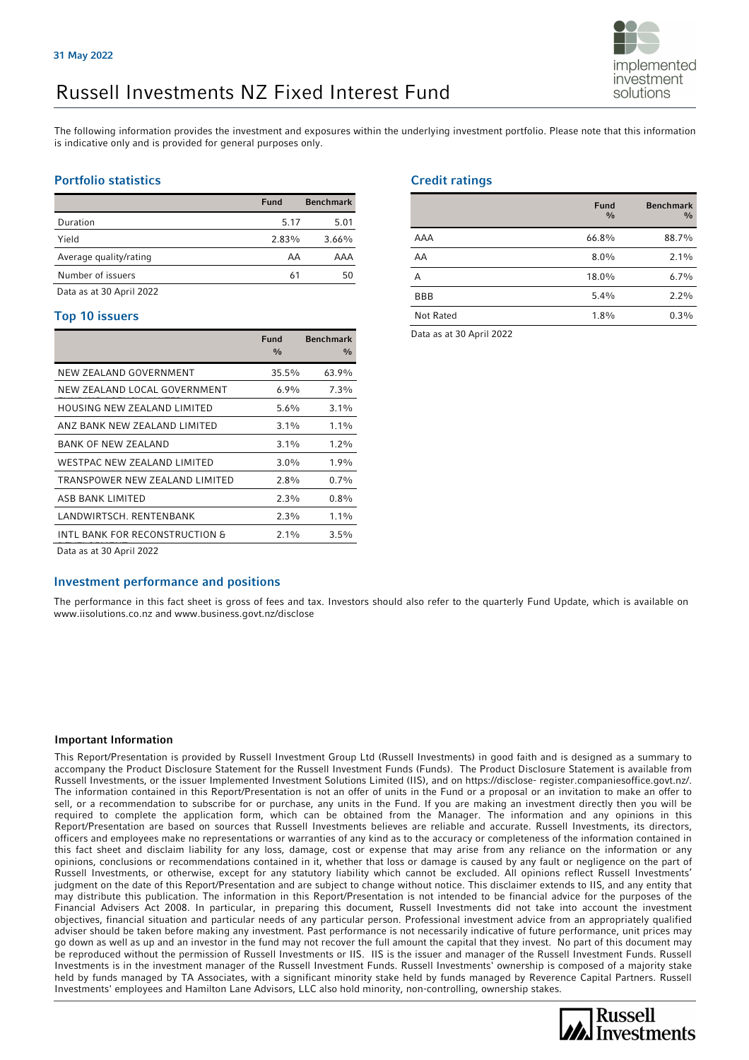31 May 2022

# Russell Investments NZ Fixed Interest Fund

The following information provides the investment and exposures within the underlying investment portfolio. Please note that this information is indicative only and is provided for general purposes only.

## Portfolio statistics

| | Fund | Benchmark |
|---|---|---|
| Duration | 5.17 | 5.01 |
| Yield | 2.83% | 3.66% |
| Average quality/rating | AA | AAA |
| Number of issuers | 61 | 50 |

Data as at 30 April 2022

## Top 10 issuers

| | Fund % | Benchmark % |
|---|---|---|
| NEW ZEALAND GOVERNMENT | 35.5% | 63.9% |
| NEW ZEALAND LOCAL GOVERNMENT | 6.9% | 7.3% |
| HOUSING NEW ZEALAND LIMITED | 5.6% | 3.1% |
| ANZ BANK NEW ZEALAND LIMITED | 3.1% | 1.1% |
| BANK OF NEW ZEALAND | 3.1% | 1.2% |
| WESTPAC NEW ZEALAND LIMITED | 3.0% | 1.9% |
| TRANSPOWER NEW ZEALAND LIMITED | 2.8% | 0.7% |
| ASB BANK LIMITED | 2.3% | 0.8% |
| LANDWIRTSCH. RENTENBANK | 2.3% | 1.1% |
| INTL BANK FOR RECONSTRUCTION & | 2.1% | 3.5% |

Data as at 30 April 2022

## Credit ratings

| | Fund % | Benchmark % |
|---|---|---|
| AAA | 66.8% | 88.7% |
| AA | 8.0% | 2.1% |
| A | 18.0% | 6.7% |
| BBB | 5.4% | 2.2% |
| Not Rated | 1.8% | 0.3% |

Data as at 30 April 2022

## Investment performance and positions

The performance in this fact sheet is gross of fees and tax. Investors should also refer to the quarterly Fund Update, which is available on www.iisolutions.co.nz and www.business.govt.nz/disclose

### Important Information

This Report/Presentation is provided by Russell Investment Group Ltd (Russell Investments) in good faith and is designed as a summary to accompany the Product Disclosure Statement for the Russell Investment Funds (Funds). The Product Disclosure Statement is available from Russell Investments, or the issuer Implemented Investment Solutions Limited (IIS), and on https://disclose- register.companiesoffice.govt.nz/. The information contained in this Report/Presentation is not an offer of units in the Fund or a proposal or an invitation to make an offer to sell, or a recommendation to subscribe for or purchase, any units in the Fund. If you are making an investment directly then you will be required to complete the application form, which can be obtained from the Manager. The information and any opinions in this Report/Presentation are based on sources that Russell Investments believes are reliable and accurate. Russell Investments, its directors, officers and employees make no representations or warranties of any kind as to the accuracy or completeness of the information contained in this fact sheet and disclaim liability for any loss, damage, cost or expense that may arise from any reliance on the information or any opinions, conclusions or recommendations contained in it, whether that loss or damage is caused by any fault or negligence on the part of Russell Investments, or otherwise, except for any statutory liability which cannot be excluded. All opinions reflect Russell Investments' judgment on the date of this Report/Presentation and are subject to change without notice. This disclaimer extends to IIS, and any entity that may distribute this publication. The information in this Report/Presentation is not intended to be financial advice for the purposes of the Financial Advisers Act 2008. In particular, in preparing this document, Russell Investments did not take into account the investment objectives, financial situation and particular needs of any particular person. Professional investment advice from an appropriately qualified adviser should be taken before making any investment. Past performance is not necessarily indicative of future performance, unit prices may go down as well as up and an investor in the fund may not recover the full amount the capital that they invest. No part of this document may be reproduced without the permission of Russell Investments or IIS. IIS is the issuer and manager of the Russell Investment Funds. Russell Investments is in the investment manager of the Russell Investment Funds. Russell Investments' ownership is composed of a majority stake held by funds managed by TA Associates, with a significant minority stake held by funds managed by Reverence Capital Partners. Russell Investments' employees and Hamilton Lane Advisors, LLC also hold minority, non-controlling, ownership stakes.